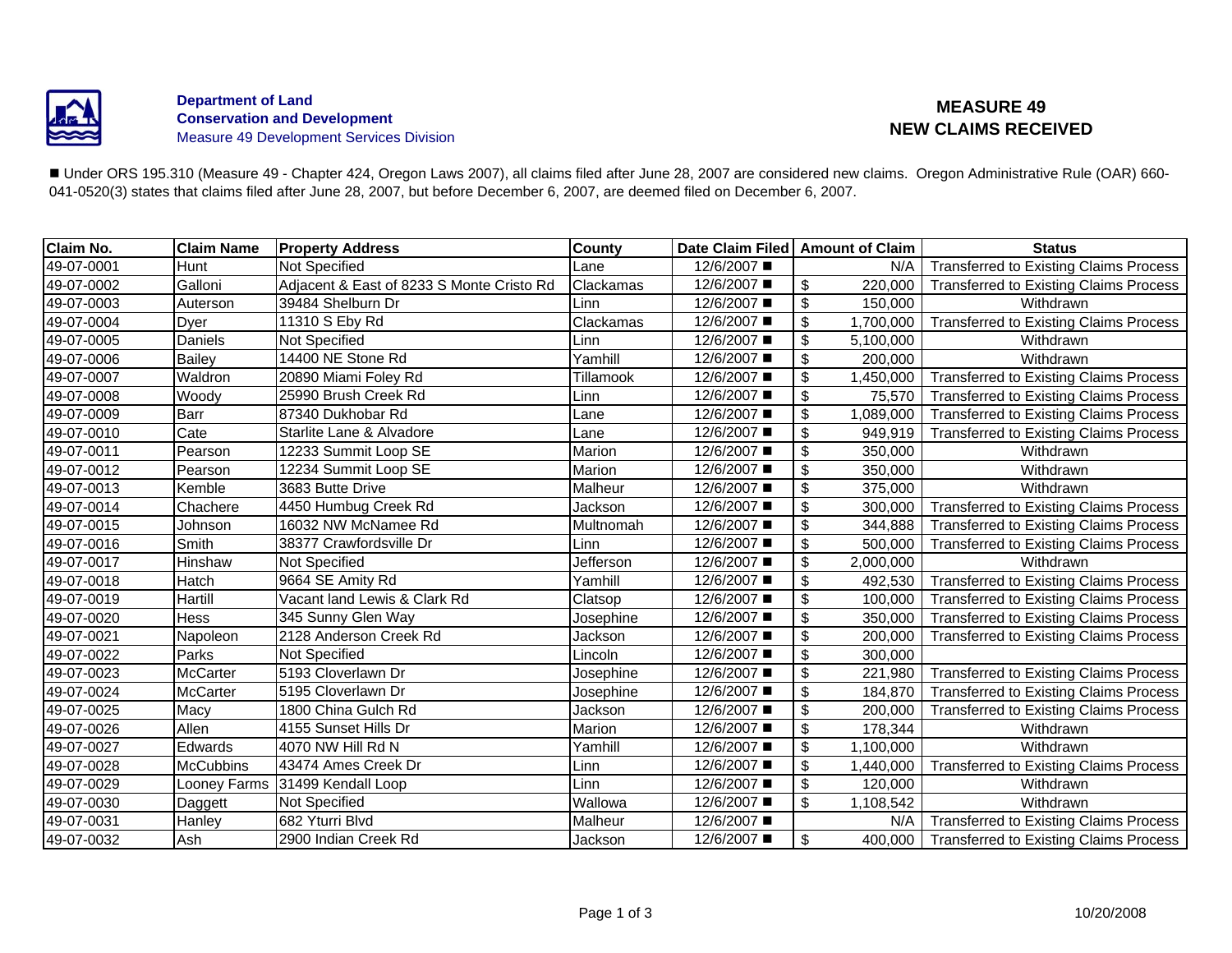**Department of Land Conservation and Development**
Measure 49 Development Services Division

# MEASURE 49 NEW CLAIMS RECEIVED

■ Under ORS 195.310 (Measure 49 - Chapter 424, Oregon Laws 2007), all claims filed after June 28, 2007 are considered new claims. Oregon Administrative Rule (OAR) 660-041-0520(3) states that claims filed after June 28, 2007, but before December 6, 2007, are deemed filed on December 6, 2007.

| Claim No. | Claim Name | Property Address | County | Date Claim Filed | Amount of Claim | Status |
|---|---|---|---|---|---|---|
| 49-07-0001 | Hunt | Not Specified | Lane | 12/6/2007 ■ | N/A | Transferred to Existing Claims Process |
| 49-07-0002 | Galloni | Adjacent & East of 8233 S Monte Cristo Rd | Clackamas | 12/6/2007 ■ | $ 220,000 | Transferred to Existing Claims Process |
| 49-07-0003 | Auterson | 39484 Shelburn Dr | Linn | 12/6/2007 ■ | $ 150,000 | Withdrawn |
| 49-07-0004 | Dyer | 11310 S Eby Rd | Clackamas | 12/6/2007 ■ | $ 1,700,000 | Transferred to Existing Claims Process |
| 49-07-0005 | Daniels | Not Specified | Linn | 12/6/2007 ■ | $ 5,100,000 | Withdrawn |
| 49-07-0006 | Bailey | 14400 NE Stone Rd | Yamhill | 12/6/2007 ■ | $ 200,000 | Withdrawn |
| 49-07-0007 | Waldron | 20890 Miami Foley Rd | Tillamook | 12/6/2007 ■ | $ 1,450,000 | Transferred to Existing Claims Process |
| 49-07-0008 | Woody | 25990 Brush Creek Rd | Linn | 12/6/2007 ■ | $ 75,570 | Transferred to Existing Claims Process |
| 49-07-0009 | Barr | 87340 Dukhobar Rd | Lane | 12/6/2007 ■ | $ 1,089,000 | Transferred to Existing Claims Process |
| 49-07-0010 | Cate | Starlite Lane & Alvadore | Lane | 12/6/2007 ■ | $ 949,919 | Transferred to Existing Claims Process |
| 49-07-0011 | Pearson | 12233 Summit Loop SE | Marion | 12/6/2007 ■ | $ 350,000 | Withdrawn |
| 49-07-0012 | Pearson | 12234 Summit Loop SE | Marion | 12/6/2007 ■ | $ 350,000 | Withdrawn |
| 49-07-0013 | Kemble | 3683 Butte Drive | Malheur | 12/6/2007 ■ | $ 375,000 | Withdrawn |
| 49-07-0014 | Chachere | 4450 Humbug Creek Rd | Jackson | 12/6/2007 ■ | $ 300,000 | Transferred to Existing Claims Process |
| 49-07-0015 | Johnson | 16032 NW McNamee Rd | Multnomah | 12/6/2007 ■ | $ 344,888 | Transferred to Existing Claims Process |
| 49-07-0016 | Smith | 38377 Crawfordsville Dr | Linn | 12/6/2007 ■ | $ 500,000 | Transferred to Existing Claims Process |
| 49-07-0017 | Hinshaw | Not Specified | Jefferson | 12/6/2007 ■ | $ 2,000,000 | Withdrawn |
| 49-07-0018 | Hatch | 9664 SE Amity Rd | Yamhill | 12/6/2007 ■ | $ 492,530 | Transferred to Existing Claims Process |
| 49-07-0019 | Hartill | Vacant land Lewis & Clark Rd | Clatsop | 12/6/2007 ■ | $ 100,000 | Transferred to Existing Claims Process |
| 49-07-0020 | Hess | 345 Sunny Glen Way | Josephine | 12/6/2007 ■ | $ 350,000 | Transferred to Existing Claims Process |
| 49-07-0021 | Napoleon | 2128 Anderson Creek Rd | Jackson | 12/6/2007 ■ | $ 200,000 | Transferred to Existing Claims Process |
| 49-07-0022 | Parks | Not Specified | Lincoln | 12/6/2007 ■ | $ 300,000 | |
| 49-07-0023 | McCarter | 5193 Cloverlawn Dr | Josephine | 12/6/2007 ■ | $ 221,980 | Transferred to Existing Claims Process |
| 49-07-0024 | McCarter | 5195 Cloverlawn Dr | Josephine | 12/6/2007 ■ | $ 184,870 | Transferred to Existing Claims Process |
| 49-07-0025 | Macy | 1800 China Gulch Rd | Jackson | 12/6/2007 ■ | $ 200,000 | Transferred to Existing Claims Process |
| 49-07-0026 | Allen | 4155 Sunset Hills Dr | Marion | 12/6/2007 ■ | $ 178,344 | Withdrawn |
| 49-07-0027 | Edwards | 4070 NW Hill Rd N | Yamhill | 12/6/2007 ■ | $ 1,100,000 | Withdrawn |
| 49-07-0028 | McCubbins | 43474 Ames Creek Dr | Linn | 12/6/2007 ■ | $ 1,440,000 | Transferred to Existing Claims Process |
| 49-07-0029 | Looney Farms | 31499 Kendall Loop | Linn | 12/6/2007 ■ | $ 120,000 | Withdrawn |
| 49-07-0030 | Daggett | Not Specified | Wallowa | 12/6/2007 ■ | $ 1,108,542 | Withdrawn |
| 49-07-0031 | Hanley | 682 Yturri Blvd | Malheur | 12/6/2007 ■ | N/A | Transferred to Existing Claims Process |
| 49-07-0032 | Ash | 2900 Indian Creek Rd | Jackson | 12/6/2007 ■ | $ 400,000 | Transferred to Existing Claims Process |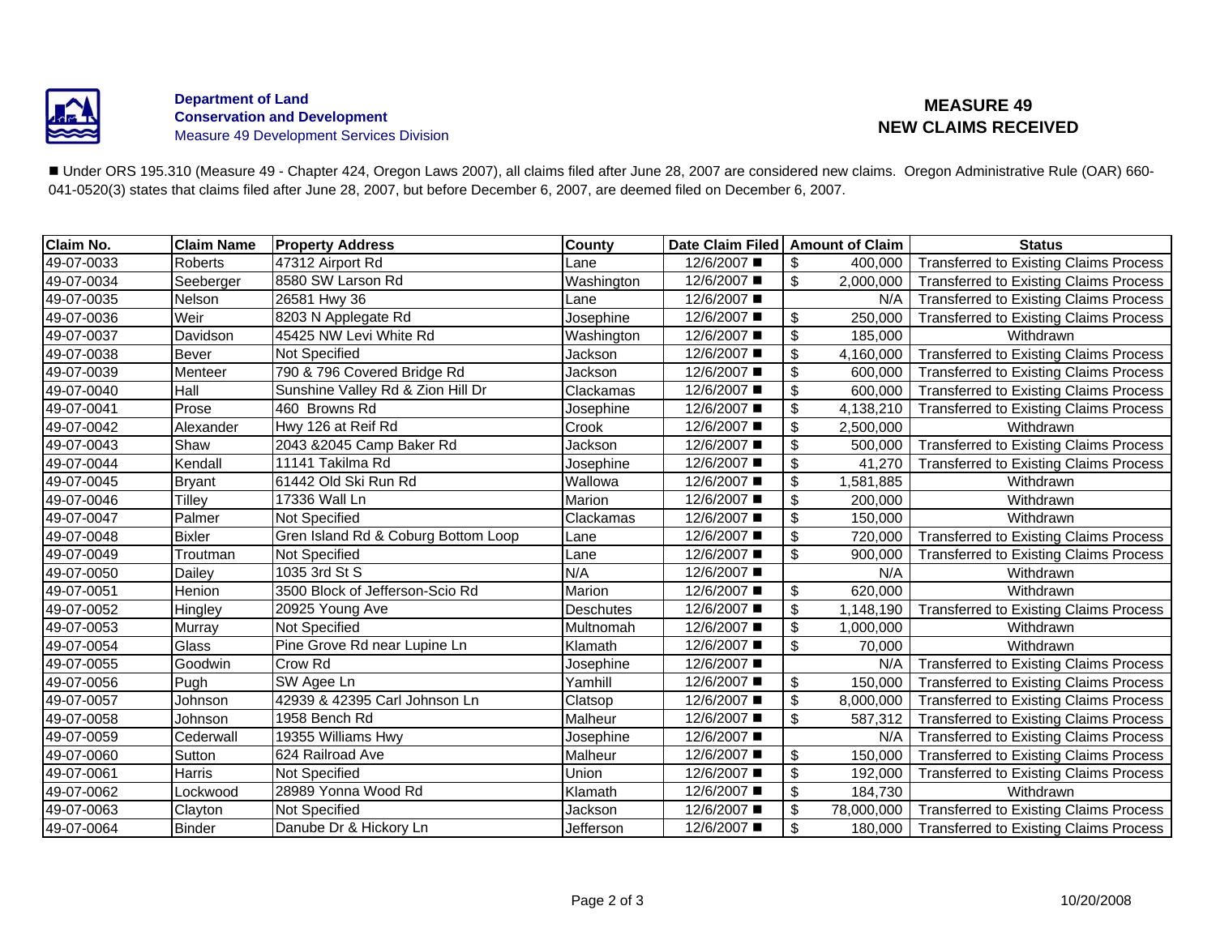**Department of Land Conservation and Development**
Measure 49 Development Services Division

# MEASURE 49
# NEW CLAIMS RECEIVED

■ Under ORS 195.310 (Measure 49 - Chapter 424, Oregon Laws 2007), all claims filed after June 28, 2007 are considered new claims. Oregon Administrative Rule (OAR) 660-041-0520(3) states that claims filed after June 28, 2007, but before December 6, 2007, are deemed filed on December 6, 2007.

| Claim No. | Claim Name | Property Address | County | Date Claim Filed | Amount of Claim | Status |
|---|---|---|---|---|---|---|
| 49-07-0033 | Roberts | 47312 Airport Rd | Lane | 12/6/2007 ■ | $ 400,000 | Transferred to Existing Claims Process |
| 49-07-0034 | Seeberger | 8580 SW Larson Rd | Washington | 12/6/2007 ■ | $ 2,000,000 | Transferred to Existing Claims Process |
| 49-07-0035 | Nelson | 26581 Hwy 36 | Lane | 12/6/2007 ■ | N/A | Transferred to Existing Claims Process |
| 49-07-0036 | Weir | 8203 N Applegate Rd | Josephine | 12/6/2007 ■ | $ 250,000 | Transferred to Existing Claims Process |
| 49-07-0037 | Davidson | 45425 NW Levi White Rd | Washington | 12/6/2007 ■ | $ 185,000 | Withdrawn |
| 49-07-0038 | Bever | Not Specified | Jackson | 12/6/2007 ■ | $ 4,160,000 | Transferred to Existing Claims Process |
| 49-07-0039 | Menteer | 790 & 796 Covered Bridge Rd | Jackson | 12/6/2007 ■ | $ 600,000 | Transferred to Existing Claims Process |
| 49-07-0040 | Hall | Sunshine Valley Rd & Zion Hill Dr | Clackamas | 12/6/2007 ■ | $ 600,000 | Transferred to Existing Claims Process |
| 49-07-0041 | Prose | 460 Browns Rd | Josephine | 12/6/2007 ■ | $ 4,138,210 | Transferred to Existing Claims Process |
| 49-07-0042 | Alexander | Hwy 126 at Reif Rd | Crook | 12/6/2007 ■ | $ 2,500,000 | Withdrawn |
| 49-07-0043 | Shaw | 2043 &2045 Camp Baker Rd | Jackson | 12/6/2007 ■ | $ 500,000 | Transferred to Existing Claims Process |
| 49-07-0044 | Kendall | 11141 Takilma Rd | Josephine | 12/6/2007 ■ | $ 41,270 | Transferred to Existing Claims Process |
| 49-07-0045 | Bryant | 61442 Old Ski Run Rd | Wallowa | 12/6/2007 ■ | $ 1,581,885 | Withdrawn |
| 49-07-0046 | Tilley | 17336 Wall Ln | Marion | 12/6/2007 ■ | $ 200,000 | Withdrawn |
| 49-07-0047 | Palmer | Not Specified | Clackamas | 12/6/2007 ■ | $ 150,000 | Withdrawn |
| 49-07-0048 | Bixler | Gren Island Rd & Coburg Bottom Loop | Lane | 12/6/2007 ■ | $ 720,000 | Transferred to Existing Claims Process |
| 49-07-0049 | Troutman | Not Specified | Lane | 12/6/2007 ■ | $ 900,000 | Transferred to Existing Claims Process |
| 49-07-0050 | Dailey | 1035 3rd St S | N/A | 12/6/2007 ■ | N/A | Withdrawn |
| 49-07-0051 | Henion | 3500 Block of Jefferson-Scio Rd | Marion | 12/6/2007 ■ | $ 620,000 | Withdrawn |
| 49-07-0052 | Hingley | 20925 Young Ave | Deschutes | 12/6/2007 ■ | $ 1,148,190 | Transferred to Existing Claims Process |
| 49-07-0053 | Murray | Not Specified | Multnomah | 12/6/2007 ■ | $ 1,000,000 | Withdrawn |
| 49-07-0054 | Glass | Pine Grove Rd near Lupine Ln | Klamath | 12/6/2007 ■ | $ 70,000 | Withdrawn |
| 49-07-0055 | Goodwin | Crow Rd | Josephine | 12/6/2007 ■ | N/A | Transferred to Existing Claims Process |
| 49-07-0056 | Pugh | SW Agee Ln | Yamhill | 12/6/2007 ■ | $ 150,000 | Transferred to Existing Claims Process |
| 49-07-0057 | Johnson | 42939 & 42395 Carl Johnson Ln | Clatsop | 12/6/2007 ■ | $ 8,000,000 | Transferred to Existing Claims Process |
| 49-07-0058 | Johnson | 1958 Bench Rd | Malheur | 12/6/2007 ■ | $ 587,312 | Transferred to Existing Claims Process |
| 49-07-0059 | Cederwall | 19355 Williams Hwy | Josephine | 12/6/2007 ■ | N/A | Transferred to Existing Claims Process |
| 49-07-0060 | Sutton | 624 Railroad Ave | Malheur | 12/6/2007 ■ | $ 150,000 | Transferred to Existing Claims Process |
| 49-07-0061 | Harris | Not Specified | Union | 12/6/2007 ■ | $ 192,000 | Transferred to Existing Claims Process |
| 49-07-0062 | Lockwood | 28989 Yonna Wood Rd | Klamath | 12/6/2007 ■ | $ 184,730 | Withdrawn |
| 49-07-0063 | Clayton | Not Specified | Jackson | 12/6/2007 ■ | $ 78,000,000 | Transferred to Existing Claims Process |
| 49-07-0064 | Binder | Danube Dr & Hickory Ln | Jefferson | 12/6/2007 ■ | $ 180,000 | Transferred to Existing Claims Process |

10/20/2008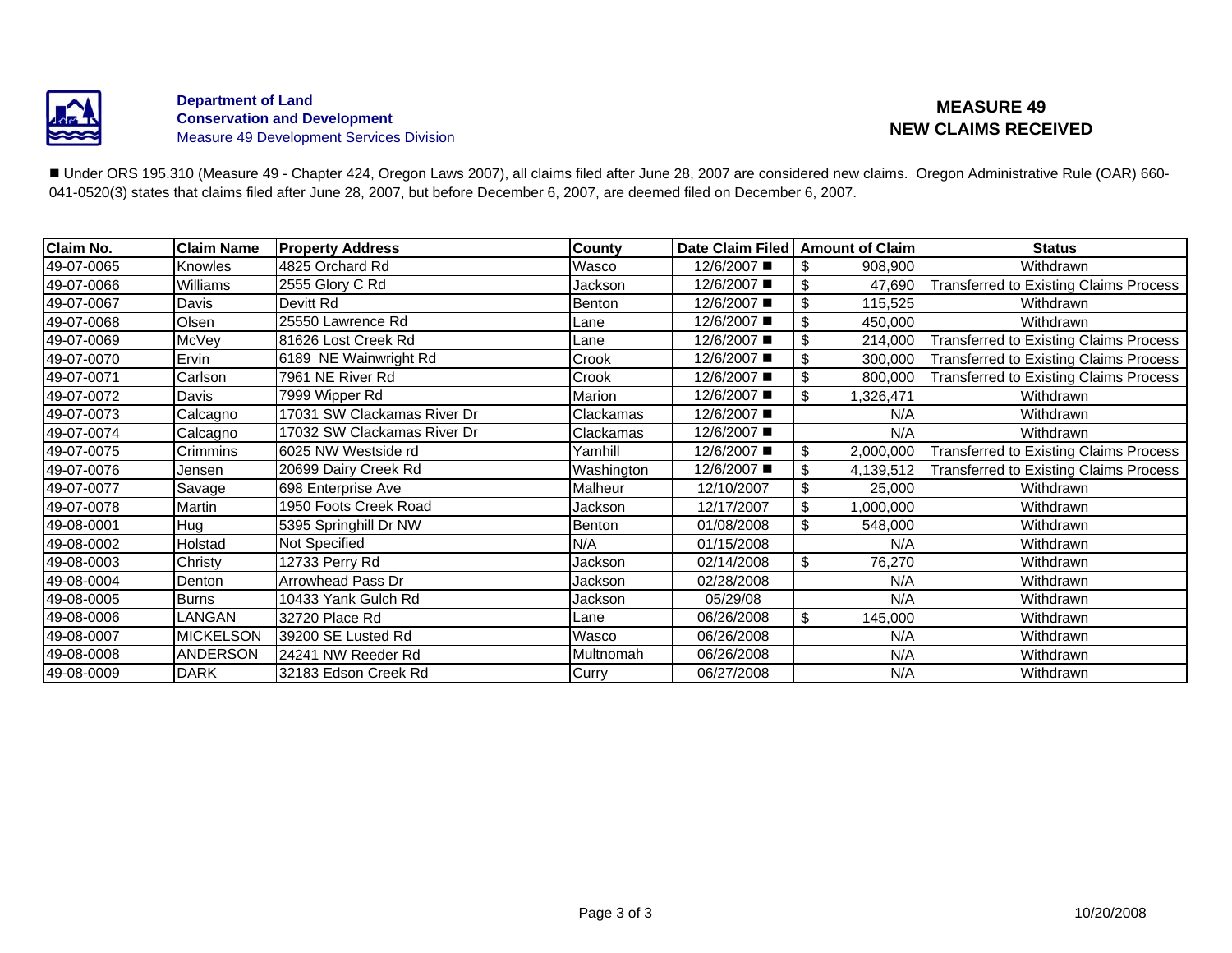**Department of Land Conservation and Development**
Measure 49 Development Services Division

## MEASURE 49 NEW CLAIMS RECEIVED

■ Under ORS 195.310 (Measure 49 - Chapter 424, Oregon Laws 2007), all claims filed after June 28, 2007 are considered new claims. Oregon Administrative Rule (OAR) 660-041-0520(3) states that claims filed after June 28, 2007, but before December 6, 2007, are deemed filed on December 6, 2007.

| Claim No. | Claim Name | Property Address | County | Date Claim Filed | Amount of Claim | Status |
|---|---|---|---|---|---|---|
| 49-07-0065 | Knowles | 4825 Orchard Rd | Wasco | 12/6/2007 ■ | $ 908,900 | Withdrawn |
| 49-07-0066 | Williams | 2555 Glory C Rd | Jackson | 12/6/2007 ■ | $ 47,690 | Transferred to Existing Claims Process |
| 49-07-0067 | Davis | Devitt Rd | Benton | 12/6/2007 ■ | $ 115,525 | Withdrawn |
| 49-07-0068 | Olsen | 25550 Lawrence Rd | Lane | 12/6/2007 ■ | $ 450,000 | Withdrawn |
| 49-07-0069 | McVey | 81626 Lost Creek Rd | Lane | 12/6/2007 ■ | $ 214,000 | Transferred to Existing Claims Process |
| 49-07-0070 | Ervin | 6189 NE Wainwright Rd | Crook | 12/6/2007 ■ | $ 300,000 | Transferred to Existing Claims Process |
| 49-07-0071 | Carlson | 7961 NE River Rd | Crook | 12/6/2007 ■ | $ 800,000 | Transferred to Existing Claims Process |
| 49-07-0072 | Davis | 7999 Wipper Rd | Marion | 12/6/2007 ■ | $ 1,326,471 | Withdrawn |
| 49-07-0073 | Calcagno | 17031 SW Clackamas River Dr | Clackamas | 12/6/2007 ■ | N/A | Withdrawn |
| 49-07-0074 | Calcagno | 17032 SW Clackamas River Dr | Clackamas | 12/6/2007 ■ | N/A | Withdrawn |
| 49-07-0075 | Crimmins | 6025 NW Westside rd | Yamhill | 12/6/2007 ■ | $ 2,000,000 | Transferred to Existing Claims Process |
| 49-07-0076 | Jensen | 20699 Dairy Creek Rd | Washington | 12/6/2007 ■ | $ 4,139,512 | Transferred to Existing Claims Process |
| 49-07-0077 | Savage | 698 Enterprise Ave | Malheur | 12/10/2007 | $ 25,000 | Withdrawn |
| 49-07-0078 | Martin | 1950 Foots Creek Road | Jackson | 12/17/2007 | $ 1,000,000 | Withdrawn |
| 49-08-0001 | Hug | 5395 Springhill Dr NW | Benton | 01/08/2008 | $ 548,000 | Withdrawn |
| 49-08-0002 | Holstad | Not Specified | N/A | 01/15/2008 | N/A | Withdrawn |
| 49-08-0003 | Christy | 12733 Perry Rd | Jackson | 02/14/2008 | $ 76,270 | Withdrawn |
| 49-08-0004 | Denton | Arrowhead Pass Dr | Jackson | 02/28/2008 | N/A | Withdrawn |
| 49-08-0005 | Burns | 10433 Yank Gulch Rd | Jackson | 05/29/08 | N/A | Withdrawn |
| 49-08-0006 | LANGAN | 32720 Place Rd | Lane | 06/26/2008 | $ 145,000 | Withdrawn |
| 49-08-0007 | MICKELSON | 39200 SE Lusted Rd | Wasco | 06/26/2008 | N/A | Withdrawn |
| 49-08-0008 | ANDERSON | 24241 NW Reeder Rd | Multnomah | 06/26/2008 | N/A | Withdrawn |
| 49-08-0009 | DARK | 32183 Edson Creek Rd | Curry | 06/27/2008 | N/A | Withdrawn |

10/20/2008